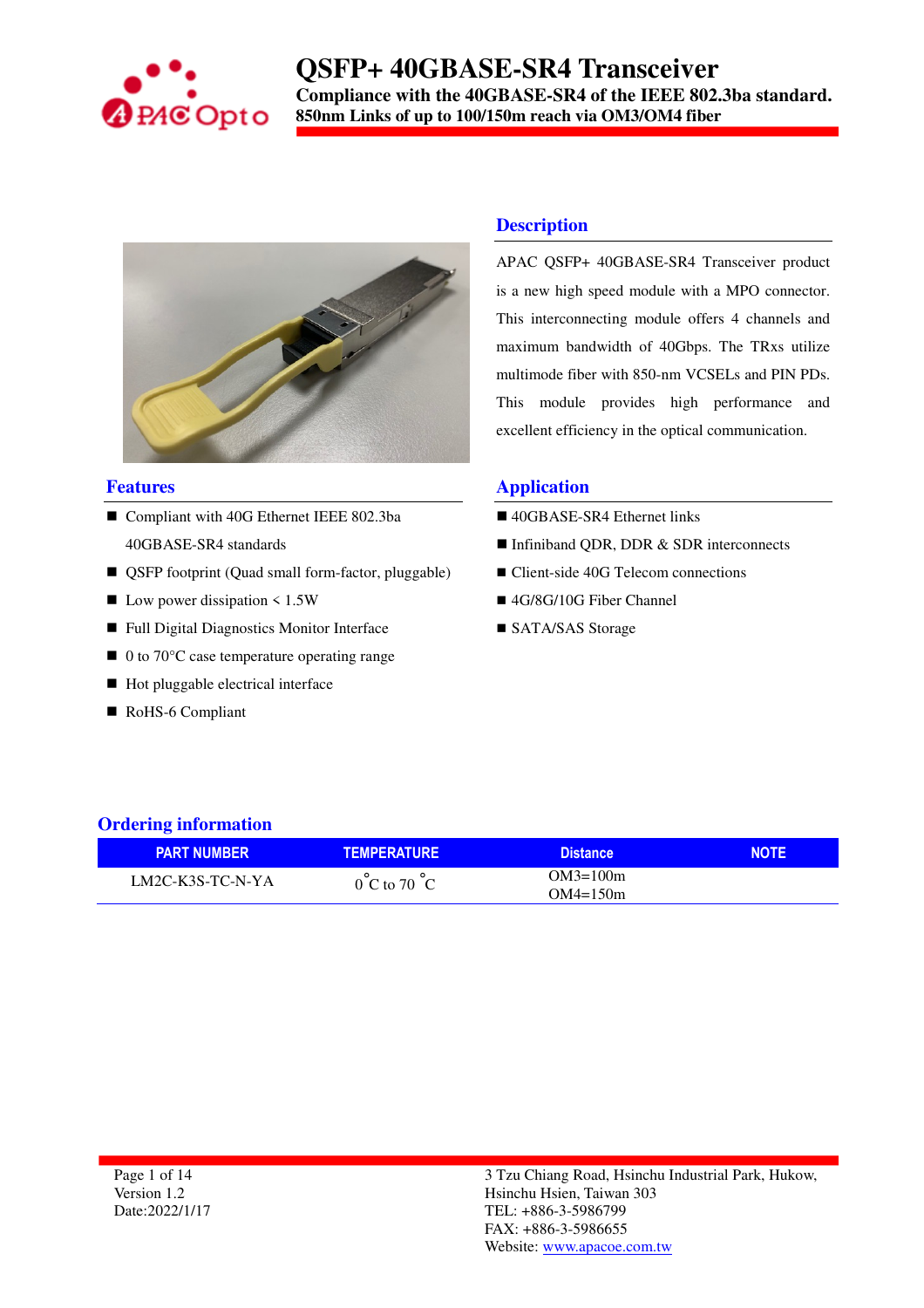# QSFP+ 40GBASE-SR4 Transceiver

**Compliance with the 40GBASE-SR4 of the IEEE 802.3ba standard.**
**850nm Links of up to 100/150m reach via OM3/OM4 fiber**

## Description

APAC QSFP+ 40GBASE-SR4 Transceiver product is a new high speed module with a MPO connector. This interconnecting module offers 4 channels and maximum bandwidth of 40Gbps. The TRxs utilize multimode fiber with 850-nm VCSELs and PIN PDs. This module provides high performance and excellent efficiency in the optical communication.

## Features

- Compliant with 40G Ethernet IEEE 802.3ba 40GBASE-SR4 standards
- QSFP footprint (Quad small form-factor, pluggable)
- Low power dissipation < 1.5W
- Full Digital Diagnostics Monitor Interface
- 0 to 70°C case temperature operating range
- Hot pluggable electrical interface
- RoHS-6 Compliant

## Application

- 40GBASE-SR4 Ethernet links
- Infiniband QDR, DDR & SDR interconnects
- Client-side 40G Telecom connections
- 4G/8G/10G Fiber Channel
- SATA/SAS Storage

## Ordering information

| PART NUMBER | TEMPERATURE | Distance | NOTE |
|---|---|---|---|
| LM2C-K3S-TC-N-YA | 0°C to 70 °C | OM3=100m<br>OM4=150m | |

Version 1.2
Date:2022/1/17

3 Tzu Chiang Road, Hsinchu Industrial Park, Hukow, Hsinchu Hsien, Taiwan 303
TEL: +886-3-5986799
FAX: +886-3-5986655
Website: www.apacoe.com.tw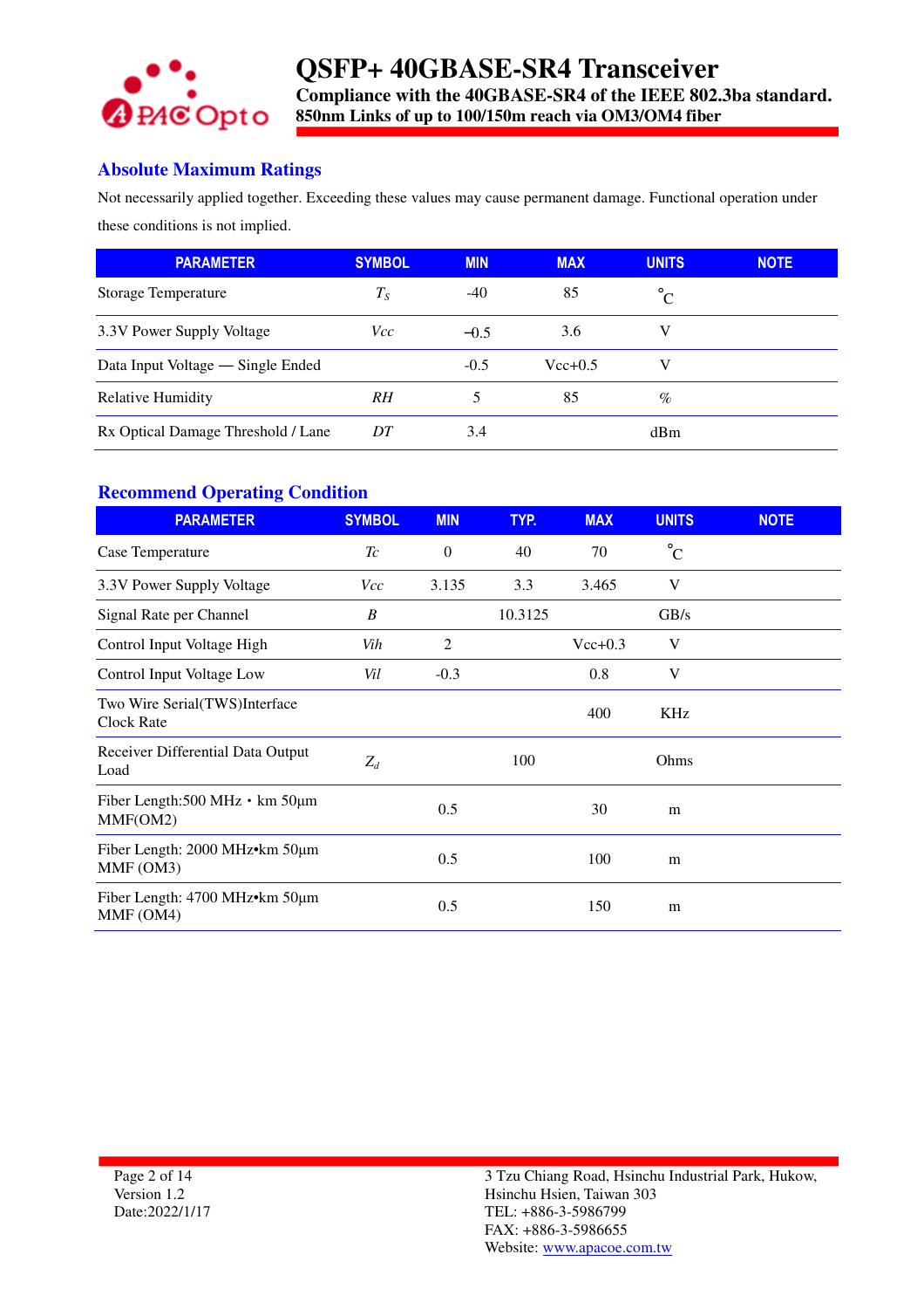## Absolute Maximum Ratings

Not necessarily applied together. Exceeding these values may cause permanent damage. Functional operation under these conditions is not implied.

| PARAMETER | SYMBOL | MIN | MAX | UNITS | NOTE |
|---|---|---|---|---|---|
| Storage Temperature | $T_S$ | -40 | 85 | °C | |
| 3.3V Power Supply Voltage | *Vcc* | -0.5 | 3.6 | V | |
| Data Input Voltage — Single Ended | | -0.5 | Vcc+0.5 | V | |
| Relative Humidity | *RH* | 5 | 85 | % | |
| Rx Optical Damage Threshold / Lane | *DT* | 3.4 | | dBm | |

## Recommend Operating Condition

| PARAMETER | SYMBOL | MIN | TYP. | MAX | UNITS | NOTE |
|---|---|---|---|---|---|---|
| Case Temperature | *Tc* | 0 | 40 | 70 | °C | |
| 3.3V Power Supply Voltage | *Vcc* | 3.135 | 3.3 | 3.465 | V | |
| Signal Rate per Channel | *B* | | 10.3125 | | GB/s | |
| Control Input Voltage High | *Vih* | 2 | | Vcc+0.3 | V | |
| Control Input Voltage Low | *Vil* | -0.3 | | 0.8 | V | |
| Two Wire Serial(TWS)Interface Clock Rate | | | | 400 | KHz | |
| Receiver Differential Data Output Load | $Z_d$ | | 100 | | Ohms | |
| Fiber Length:500 MHz • km 50μm MMF(OM2) | | 0.5 | | 30 | m | |
| Fiber Length: 2000 MHz•km 50μm MMF (OM3) | | 0.5 | | 100 | m | |
| Fiber Length: 4700 MHz•km 50μm MMF (OM4) | | 0.5 | | 150 | m | |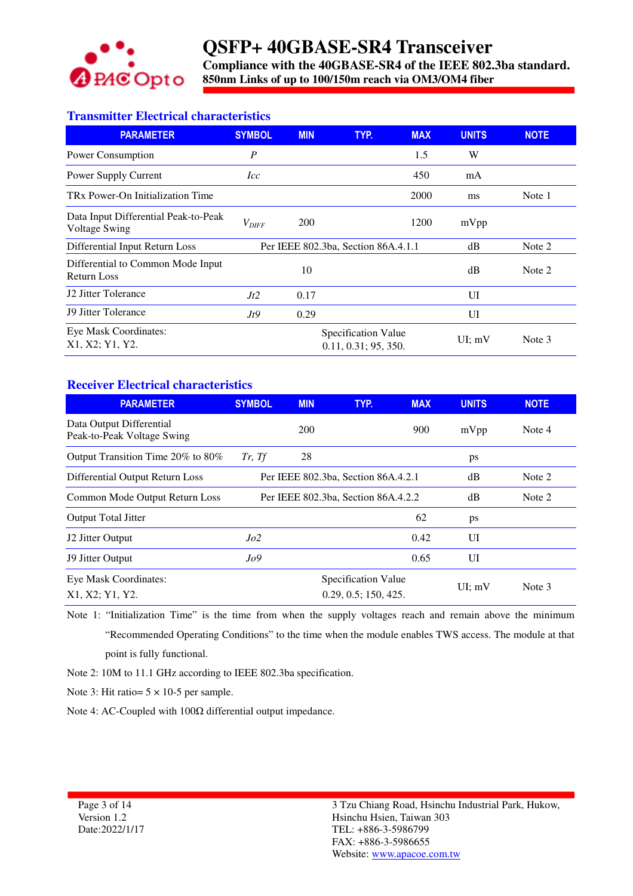## Transmitter Electrical characteristics

| PARAMETER | SYMBOL | MIN | TYP. | MAX | UNITS | NOTE |
|---|---|---|---|---|---|---|
| Power Consumption | *P* | | | 1.5 | W | |
| Power Supply Current | *Icc* | | | 450 | mA | |
| TRx Power-On Initialization Time | | | | 2000 | ms | Note 1 |
| Data Input Differential Peak-to-Peak Voltage Swing | $V_{DIFF}$ | 200 | | 1200 | mVpp | |
| Differential Input Return Loss | Per IEEE 802.3ba, Section 86A.4.1.1 | | | | dB | Note 2 |
| Differential to Common Mode Input Return Loss | | 10 | | | dB | Note 2 |
| J2 Jitter Tolerance | *Jt2* | 0.17 | | | UI | |
| J9 Jitter Tolerance | *Jt9* | 0.29 | | | UI | |
| Eye Mask Coordinates: X1, X2; Y1, Y2. | | | Specification Value 0.11, 0.31; 95, 350. | | UI; mV | Note 3 |

## Receiver Electrical characteristics

| PARAMETER | SYMBOL | MIN | TYP. | MAX | UNITS | NOTE |
|---|---|---|---|---|---|---|
| Data Output Differential Peak-to-Peak Voltage Swing | | 200 | | 900 | mVpp | Note 4 |
| Output Transition Time 20% to 80% | *Tr, Tf* | 28 | | | ps | |
| Differential Output Return Loss | Per IEEE 802.3ba, Section 86A.4.2.1 | | | | dB | Note 2 |
| Common Mode Output Return Loss | Per IEEE 802.3ba, Section 86A.4.2.2 | | | | dB | Note 2 |
| Output Total Jitter | | | | 62 | ps | |
| J2 Jitter Output | *Jo2* | | | 0.42 | UI | |
| J9 Jitter Output | *Jo9* | | | 0.65 | UI | |
| Eye Mask Coordinates: X1, X2; Y1, Y2. | | | Specification Value 0.29, 0.5; 150, 425. | | UI; mV | Note 3 |

Note 1: "Initialization Time" is the time from when the supply voltages reach and remain above the minimum "Recommended Operating Conditions" to the time when the module enables TWS access. The module at that point is fully functional.

Note 2: 10M to 11.1 GHz according to IEEE 802.3ba specification.

Note 3: Hit ratio= 5 × 10-5 per sample.

Note 4: AC-Coupled with 100Ω differential output impedance.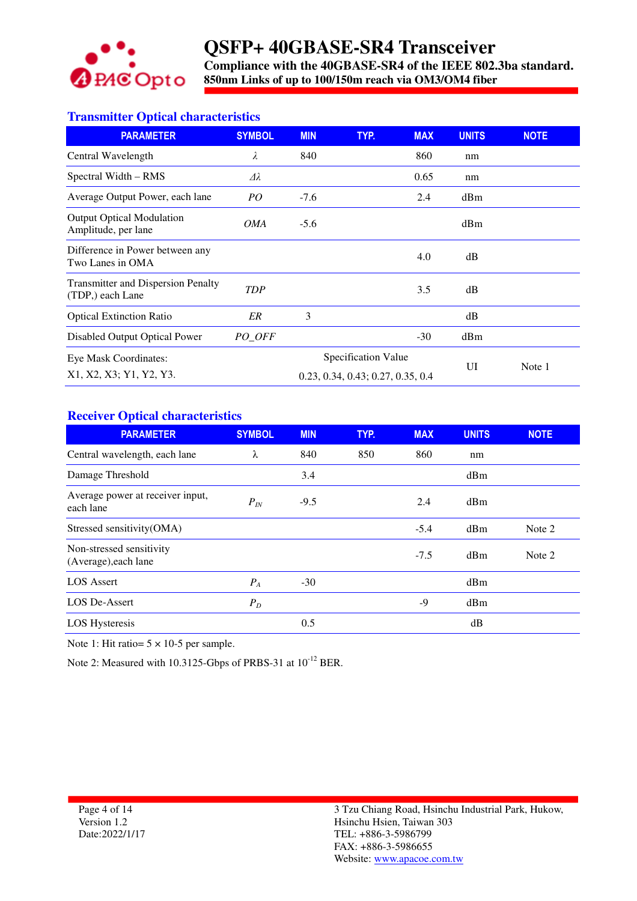# QSFP+ 40GBASE-SR4 Transceiver

**Compliance with the 40GBASE-SR4 of the IEEE 802.3ba standard.**
**850nm Links of up to 100/150m reach via OM3/OM4 fiber**

## Transmitter Optical characteristics

| PARAMETER | SYMBOL | MIN | TYP. | MAX | UNITS | NOTE |
|---|---|---|---|---|---|---|
| Central Wavelength | *λ* | 840 | | 860 | nm | |
| Spectral Width – RMS | *Δλ* | | | 0.65 | nm | |
| Average Output Power, each lane | *PO* | -7.6 | | 2.4 | dBm | |
| Output Optical Modulation Amplitude, per lane | *OMA* | -5.6 | | | dBm | |
| Difference in Power between any Two Lanes in OMA | | | | 4.0 | dB | |
| Transmitter and Dispersion Penalty (TDP,) each Lane | *TDP* | | | 3.5 | dB | |
| Optical Extinction Ratio | *ER* | 3 | | | dB | |
| Disabled Output Optical Power | *PO_OFF* | | | -30 | dBm | |
| Eye Mask Coordinates: X1, X2, X3; Y1, Y2, Y3. | | Specification Value 0.23, 0.34, 0.43; 0.27, 0.35, 0.4 | | | UI | Note 1 |

## Receiver Optical characteristics

| PARAMETER | SYMBOL | MIN | TYP. | MAX | UNITS | NOTE |
|---|---|---|---|---|---|---|
| Central wavelength, each lane | λ | 840 | 850 | 860 | nm | |
| Damage Threshold | | 3.4 | | | dBm | |
| Average power at receiver input, each lane | $P_{IN}$ | -9.5 | | 2.4 | dBm | |
| Stressed sensitivity(OMA) | | | | -5.4 | dBm | Note 2 |
| Non-stressed sensitivity (Average),each lane | | | | -7.5 | dBm | Note 2 |
| LOS Assert | $P_A$ | -30 | | | dBm | |
| LOS De-Assert | $P_D$ | | | -9 | dBm | |
| LOS Hysteresis | | 0.5 | | | dB | |

Note 1: Hit ratio= 5 × 10-5 per sample.

Note 2: Measured with 10.3125-Gbps of PRBS-31 at $10^{-12}$ BER.

Version 1.2
Date:2022/1/17

3 Tzu Chiang Road, Hsinchu Industrial Park, Hukow, Hsinchu Hsien, Taiwan 303
TEL: +886-3-5986799
FAX: +886-3-5986655
Website: www.apacoe.com.tw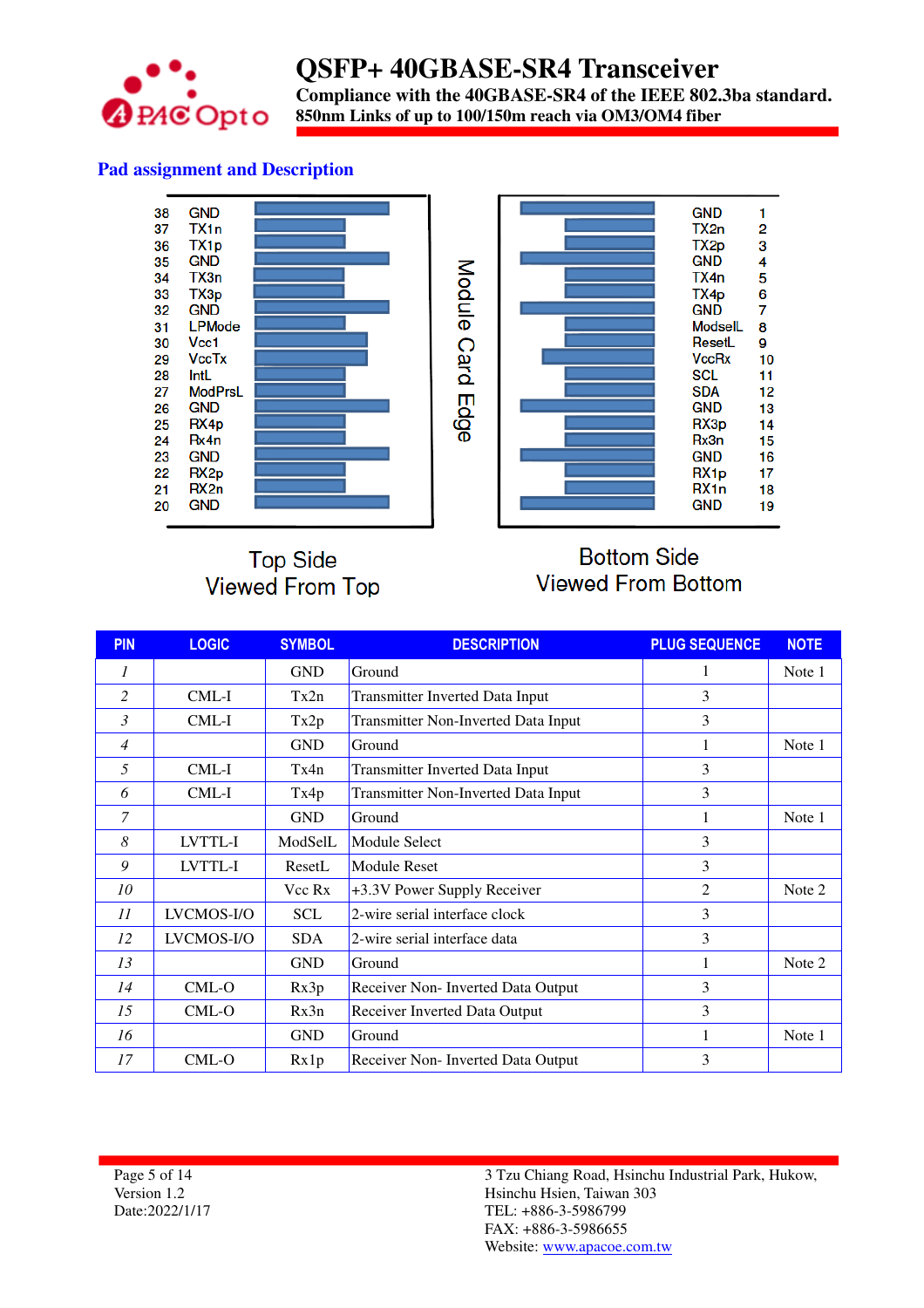## Pad assignment and Description

| Pin | Top Side | | Bottom Side | Pin |
|---|---|---|---|---|
| 38 | GND | | GND | 1 |
| 37 | TX1n | | TX2n | 2 |
| 36 | TX1p | | TX2p | 3 |
| 35 | GND | | GND | 4 |
| 34 | TX3n | | TX4n | 5 |
| 33 | TX3p | | TX4p | 6 |
| 32 | GND | | GND | 7 |
| 31 | LPMode | | ModselL | 8 |
| 30 | Vcc1 | | ResetL | 9 |
| 29 | VccTx | | VccRx | 10 |
| 28 | IntL | | SCL | 11 |
| 27 | ModPrsL | | SDA | 12 |
| 26 | GND | | GND | 13 |
| 25 | RX4p | | RX3p | 14 |
| 24 | Rx4n | | Rx3n | 15 |
| 23 | GND | | GND | 16 |
| 22 | RX2p | | RX1p | 17 |
| 21 | RX2n | | RX1n | 18 |
| 20 | GND | | GND | 19 |

Module Card Edge

Top Side
Viewed From Top

Bottom Side
Viewed From Bottom

| PIN | LOGIC | SYMBOL | DESCRIPTION | PLUG SEQUENCE | NOTE |
|---|---|---|---|---|---|
| *1* | | GND | Ground | 1 | Note 1 |
| *2* | CML-I | Tx2n | Transmitter Inverted Data Input | 3 | |
| *3* | CML-I | Tx2p | Transmitter Non-Inverted Data Input | 3 | |
| *4* | | GND | Ground | 1 | Note 1 |
| *5* | CML-I | Tx4n | Transmitter Inverted Data Input | 3 | |
| *6* | CML-I | Tx4p | Transmitter Non-Inverted Data Input | 3 | |
| *7* | | GND | Ground | 1 | Note 1 |
| *8* | LVTTL-I | ModSelL | Module Select | 3 | |
| *9* | LVTTL-I | ResetL | Module Reset | 3 | |
| *10* | | Vcc Rx | +3.3V Power Supply Receiver | 2 | Note 2 |
| *11* | LVCMOS-I/O | SCL | 2-wire serial interface clock | 3 | |
| *12* | LVCMOS-I/O | SDA | 2-wire serial interface data | 3 | |
| *13* | | GND | Ground | 1 | Note 2 |
| *14* | CML-O | Rx3p | Receiver Non- Inverted Data Output | 3 | |
| *15* | CML-O | Rx3n | Receiver Inverted Data Output | 3 | |
| *16* | | GND | Ground | 1 | Note 1 |
| *17* | CML-O | Rx1p | Receiver Non- Inverted Data Output | 3 | |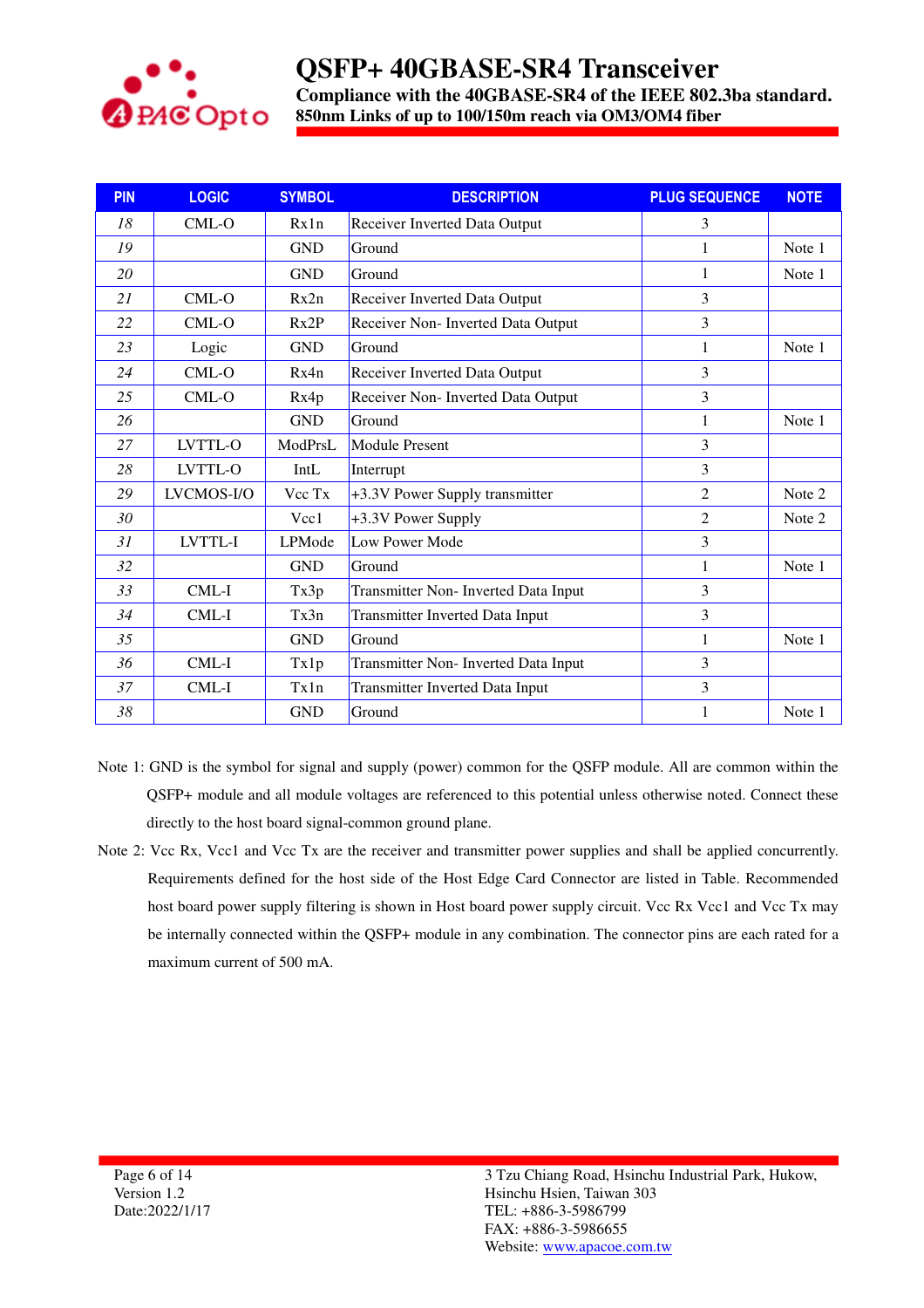| PIN | LOGIC | SYMBOL | DESCRIPTION | PLUG SEQUENCE | NOTE |
|---|---|---|---|---|---|
| 18 | CML-O | Rx1n | Receiver Inverted Data Output | 3 | |
| 19 | | GND | Ground | 1 | Note 1 |
| 20 | | GND | Ground | 1 | Note 1 |
| 21 | CML-O | Rx2n | Receiver Inverted Data Output | 3 | |
| 22 | CML-O | Rx2P | Receiver Non- Inverted Data Output | 3 | |
| 23 | Logic | GND | Ground | 1 | Note 1 |
| 24 | CML-O | Rx4n | Receiver Inverted Data Output | 3 | |
| 25 | CML-O | Rx4p | Receiver Non- Inverted Data Output | 3 | |
| 26 | | GND | Ground | 1 | Note 1 |
| 27 | LVTTL-O | ModPrsL | Module Present | 3 | |
| 28 | LVTTL-O | IntL | Interrupt | 3 | |
| 29 | LVCMOS-I/O | Vcc Tx | +3.3V Power Supply transmitter | 2 | Note 2 |
| 30 | | Vcc1 | +3.3V Power Supply | 2 | Note 2 |
| 31 | LVTTL-I | LPMode | Low Power Mode | 3 | |
| 32 | | GND | Ground | 1 | Note 1 |
| 33 | CML-I | Tx3p | Transmitter Non- Inverted Data Input | 3 | |
| 34 | CML-I | Tx3n | Transmitter Inverted Data Input | 3 | |
| 35 | | GND | Ground | 1 | Note 1 |
| 36 | CML-I | Tx1p | Transmitter Non- Inverted Data Input | 3 | |
| 37 | CML-I | Tx1n | Transmitter Inverted Data Input | 3 | |
| 38 | | GND | Ground | 1 | Note 1 |

Note 1: GND is the symbol for signal and supply (power) common for the QSFP module. All are common within the QSFP+ module and all module voltages are referenced to this potential unless otherwise noted. Connect these directly to the host board signal-common ground plane.

Note 2: Vcc Rx, Vcc1 and Vcc Tx are the receiver and transmitter power supplies and shall be applied concurrently. Requirements defined for the host side of the Host Edge Card Connector are listed in Table. Recommended host board power supply filtering is shown in Host board power supply circuit. Vcc Rx Vcc1 and Vcc Tx may be internally connected within the QSFP+ module in any combination. The connector pins are each rated for a maximum current of 500 mA.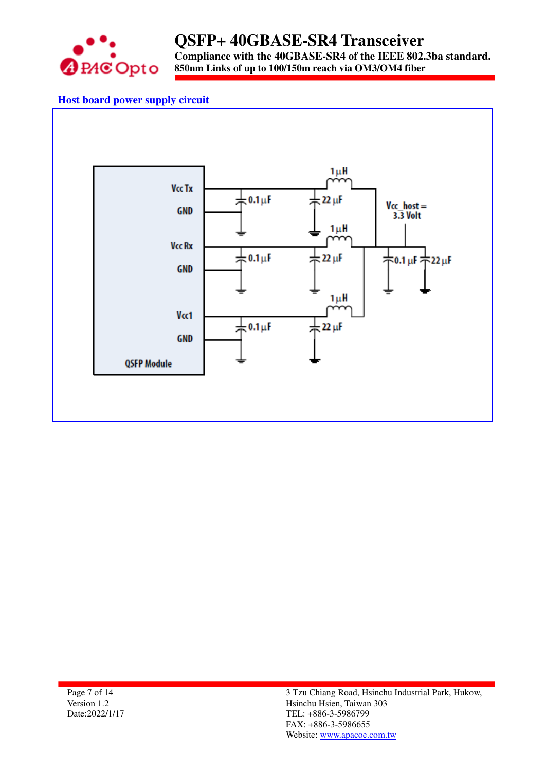### Host board power supply circuit

Vcc Tx

GND

Vcc Rx

GND

Vcc1

GND

QSFP Module

1 µH

0.1 µF

22 µF

1 µH

0.1 µF

22 µF

1 µH

0.1 µF

22 µF

Vcc_host = 3.3 Volt

0.1 µF

22 µF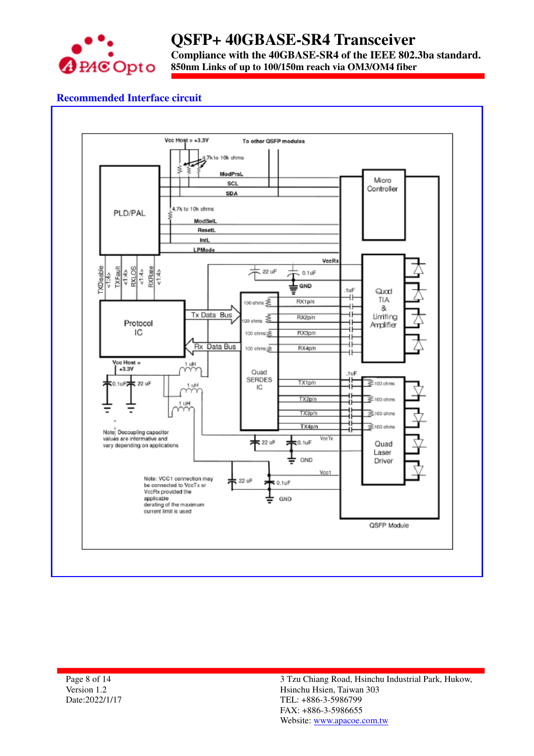## Recommended Interface circuit

Vcc Host = +3.3V

To other QSFP modules

4.7k to 10k ohms

ModPrsL

SCL

SDA

PLD/PAL

4.7k to 10k ohms

ModSelL

ResetL

IntL

LPMode

Micro Controller

VccRx

22 uF

0.1uF

GND

TXDisable <1:4>

TXFault <1:4>

RXLOS <1:4>

RXRate <1:4>

Protocol IC

Tx Data Bus

Rx Data Bus

100 ohms

RX1p/n

RX2p/n

RX3p/n

RX4p/n

.1uF

Quad TIA & Limiting Amplifier

Quad SERDES IC

Vcc Host = +3.3V

1 uH

0.1uF

22 uF

TX1p/n

TX2p/n

TX3p/n

TX4p/n

100 ohms

Quad Laser Driver

Note: Decoupling capacitor values are informative and vary depending on applications

VccTx

22 uF

0.1uF

GND

Vcc1

Note: VCC1 connection may be connected to VccTx or VccRx provided the applicable derating of the maximum current limit is used

QSFP Module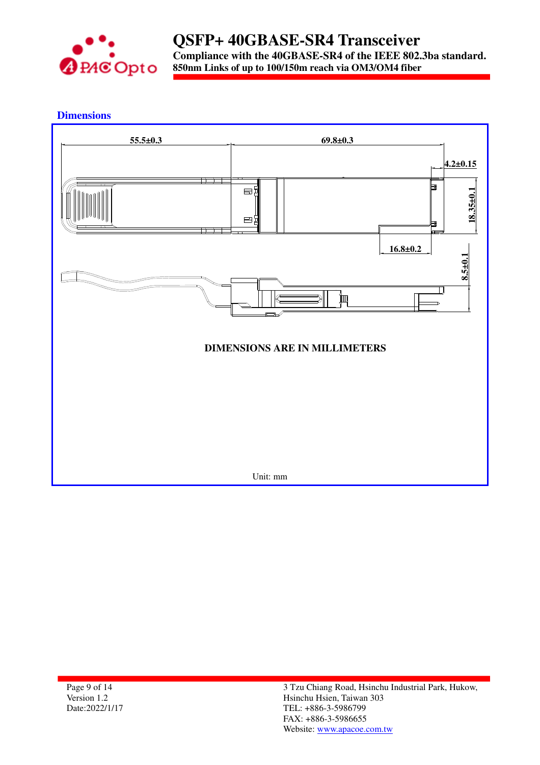## Dimensions

55.5±0.3

69.8±0.3

4.2±0.15

18.35±0.1

16.8±0.2

8.5±0.1

**DIMENSIONS ARE IN MILLIMETERS**

Unit: mm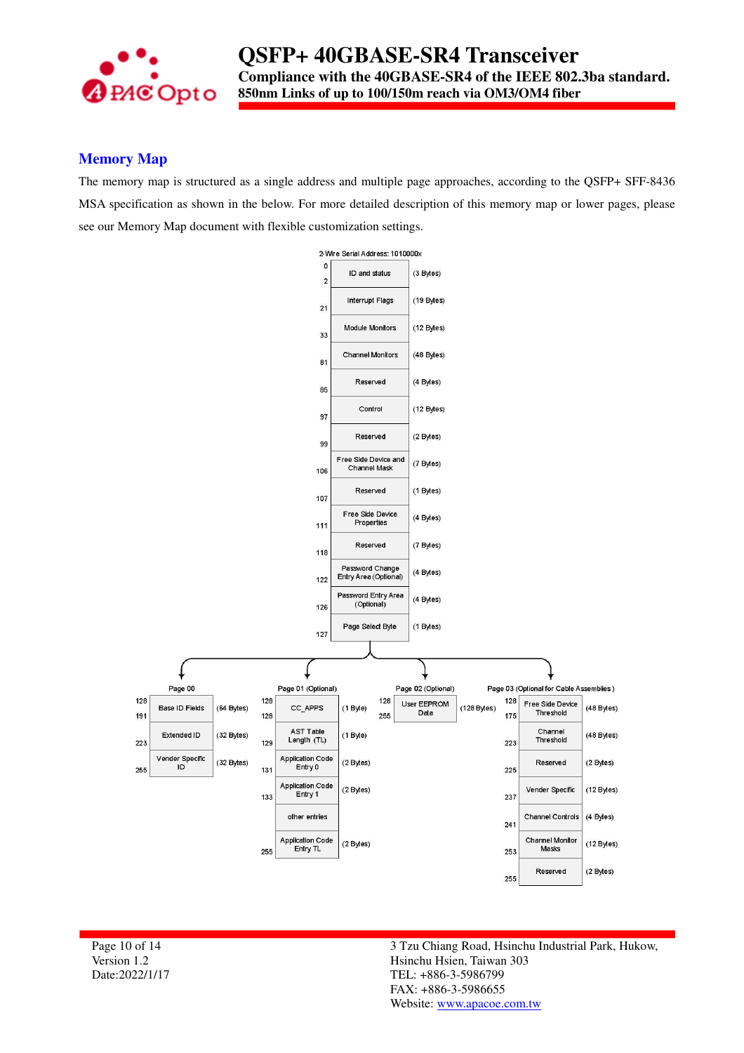## Memory Map

The memory map is structured as a single address and multiple page approaches, according to the QSFP+ SFF-8436 MSA specification as shown in the below. For more detailed description of this memory map or lower pages, please see our Memory Map document with flexible customization settings.

2-Wire Serial Address: 1010000x

| Address | Field | Size |
|---|---|---|
| 0–2 | ID and status | (3 Bytes) |
| 21 | Interrupt Flags | (19 Bytes) |
| 33 | Module Monitors | (12 Bytes) |
| 81 | Channel Monitors | (48 Bytes) |
| 85 | Reserved | (4 Bytes) |
| 97 | Control | (12 Bytes) |
| 99 | Reserved | (2 Bytes) |
| 106 | Free Side Device and Channel Mask | (7 Bytes) |
| 107 | Reserved | (1 Bytes) |
| 111 | Free Side Device Properties | (4 Bytes) |
| 118 | Reserved | (7 Bytes) |
| 122 | Password Change Entry Area (Optional) | (4 Bytes) |
| 126 | Password Entry Area (Optional) | (4 Bytes) |
| 127 | Page Select Byte | (1 Bytes) |

**Page 00**

| Address | Field | Size |
|---|---|---|
| 128–191 | Base ID Fields | (64 Bytes) |
| 223 | Extended ID | (32 Bytes) |
| 255 | Vender Specific ID | (32 Bytes) |

**Page 01 (Optional)**

| Address | Field | Size |
|---|---|---|
| 128–128 | CC_APPS | (1 Byte) |
| 129 | AST Table Length (TL) | (1 Byte) |
| 131 | Application Code Entry 0 | (2 Bytes) |
| 133 | Application Code Entry 1 | (2 Bytes) |
| | other entries | |
| 255 | Application Code Entry TL | (2 Bytes) |

**Page 02 (Optional)**

| Address | Field | Size |
|---|---|---|
| 128–255 | User EEPROM Data | (128 Bytes) |

**Page 03 (Optional for Cable Assemblies)**

| Address | Field | Size |
|---|---|---|
| 128–175 | Free Side Device Threshold | (48 Bytes) |
| 223 | Channel Threshold | (48 Bytes) |
| 225 | Reserved | (2 Bytes) |
| 237 | Vender Specific | (12 Bytes) |
| 241 | Channel Controls | (4 Bytes) |
| 253 | Channel Monitor Masks | (12 Bytes) |
| 255 | Reserved | (2 Bytes) |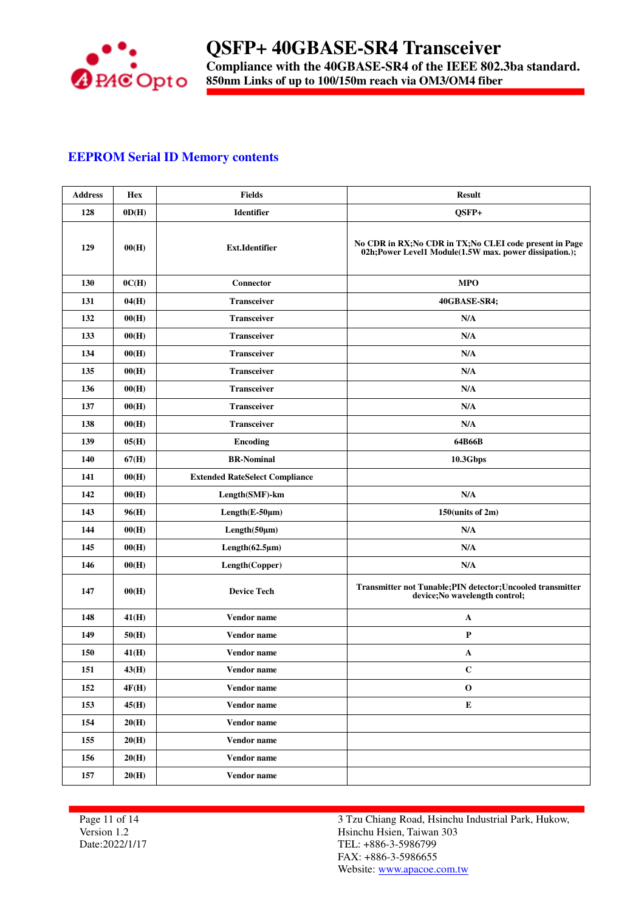## EEPROM Serial ID Memory contents

| Address | Hex | Fields | Result |
|---|---|---|---|
| 128 | 0D(H) | Identifier | QSFP+ |
| 129 | 00(H) | Ext.Identifier | No CDR in RX;No CDR in TX;No CLEI code present in Page 02h;Power Level1 Module(1.5W max. power dissipation.); |
| 130 | 0C(H) | Connector | MPO |
| 131 | 04(H) | Transceiver | 40GBASE-SR4; |
| 132 | 00(H) | Transceiver | N/A |
| 133 | 00(H) | Transceiver | N/A |
| 134 | 00(H) | Transceiver | N/A |
| 135 | 00(H) | Transceiver | N/A |
| 136 | 00(H) | Transceiver | N/A |
| 137 | 00(H) | Transceiver | N/A |
| 138 | 00(H) | Transceiver | N/A |
| 139 | 05(H) | Encoding | 64B66B |
| 140 | 67(H) | BR-Nominal | 10.3Gbps |
| 141 | 00(H) | Extended RateSelect Compliance | |
| 142 | 00(H) | Length(SMF)-km | N/A |
| 143 | 96(H) | Length(E-50μm) | 150(units of 2m) |
| 144 | 00(H) | Length(50μm) | N/A |
| 145 | 00(H) | Length(62.5μm) | N/A |
| 146 | 00(H) | Length(Copper) | N/A |
| 147 | 00(H) | Device Tech | Transmitter not Tunable;PIN detector;Uncooled transmitter device;No wavelength control; |
| 148 | 41(H) | Vendor name | A |
| 149 | 50(H) | Vendor name | P |
| 150 | 41(H) | Vendor name | A |
| 151 | 43(H) | Vendor name | C |
| 152 | 4F(H) | Vendor name | O |
| 153 | 45(H) | Vendor name | E |
| 154 | 20(H) | Vendor name | |
| 155 | 20(H) | Vendor name | |
| 156 | 20(H) | Vendor name | |
| 157 | 20(H) | Vendor name | |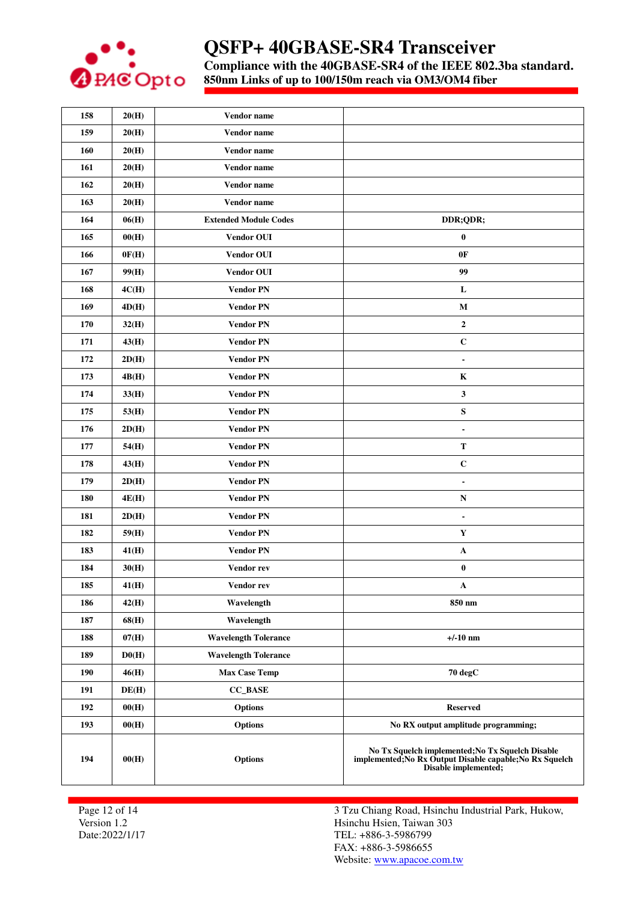| 158 | 20(H) | Vendor name | |
|---|---|---|---|
| 159 | 20(H) | Vendor name | |
| 160 | 20(H) | Vendor name | |
| 161 | 20(H) | Vendor name | |
| 162 | 20(H) | Vendor name | |
| 163 | 20(H) | Vendor name | |
| 164 | 06(H) | Extended Module Codes | DDR;QDR; |
| 165 | 00(H) | Vendor OUI | 0 |
| 166 | 0F(H) | Vendor OUI | 0F |
| 167 | 99(H) | Vendor OUI | 99 |
| 168 | 4C(H) | Vendor PN | L |
| 169 | 4D(H) | Vendor PN | M |
| 170 | 32(H) | Vendor PN | 2 |
| 171 | 43(H) | Vendor PN | C |
| 172 | 2D(H) | Vendor PN | - |
| 173 | 4B(H) | Vendor PN | K |
| 174 | 33(H) | Vendor PN | 3 |
| 175 | 53(H) | Vendor PN | S |
| 176 | 2D(H) | Vendor PN | - |
| 177 | 54(H) | Vendor PN | T |
| 178 | 43(H) | Vendor PN | C |
| 179 | 2D(H) | Vendor PN | - |
| 180 | 4E(H) | Vendor PN | N |
| 181 | 2D(H) | Vendor PN | - |
| 182 | 59(H) | Vendor PN | Y |
| 183 | 41(H) | Vendor PN | A |
| 184 | 30(H) | Vendor rev | 0 |
| 185 | 41(H) | Vendor rev | A |
| 186 | 42(H) | Wavelength | 850 nm |
| 187 | 68(H) | Wavelength | |
| 188 | 07(H) | Wavelength Tolerance | +/-10 nm |
| 189 | D0(H) | Wavelength Tolerance | |
| 190 | 46(H) | Max Case Temp | 70 degC |
| 191 | DE(H) | CC_BASE | |
| 192 | 00(H) | Options | Reserved |
| 193 | 00(H) | Options | No RX output amplitude programming; |
| 194 | 00(H) | Options | No Tx Squelch implemented;No Tx Squelch Disable implemented;No Rx Output Disable capable;No Rx Squelch Disable implemented; |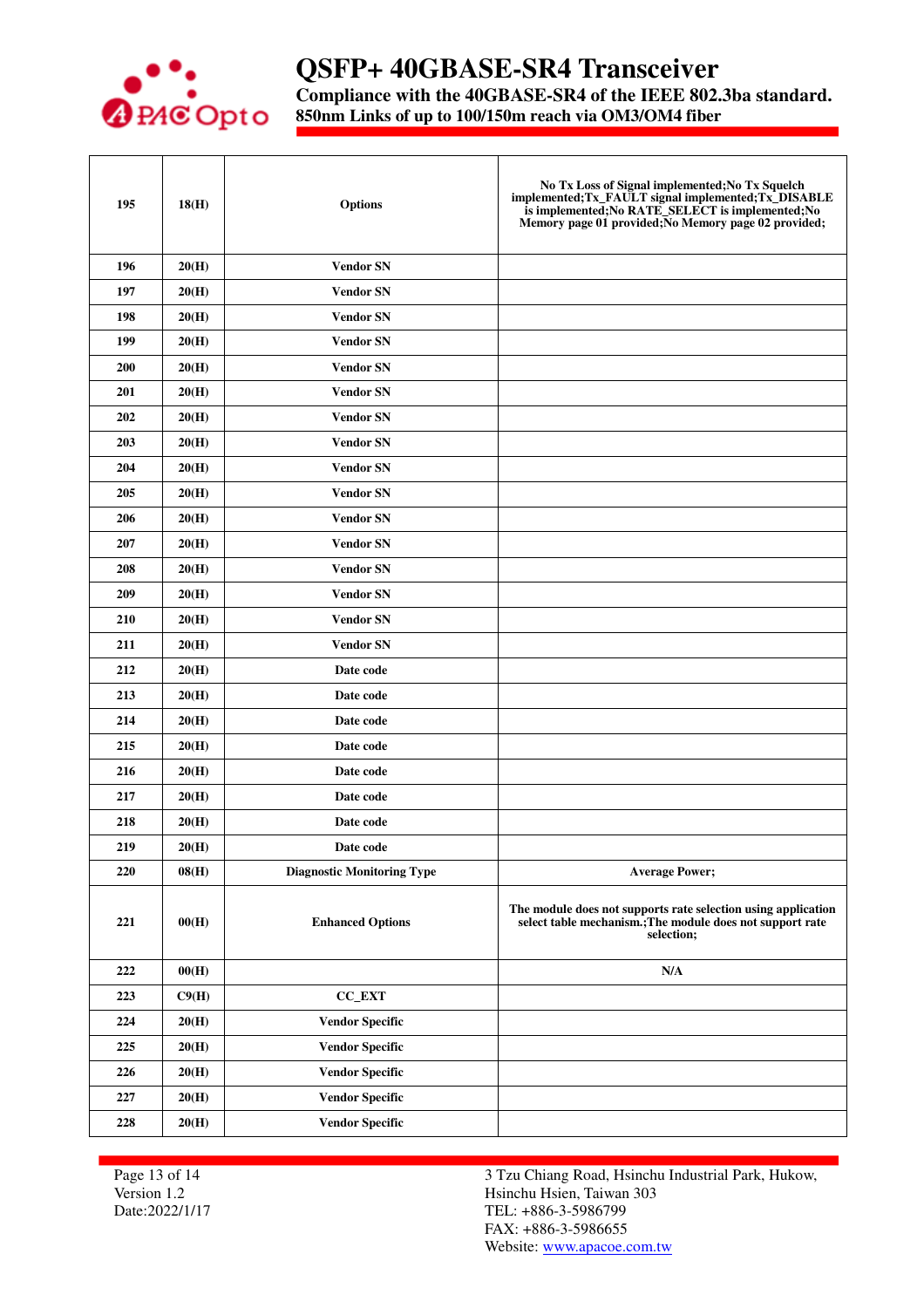| 195 | 18(H) | Options | No Tx Loss of Signal implemented;No Tx Squelch implemented;Tx_FAULT signal implemented;Tx_DISABLE is implemented;No RATE_SELECT is implemented;No Memory page 01 provided;No Memory page 02 provided; |
|---|---|---|---|
| 196 | 20(H) | Vendor SN | |
| 197 | 20(H) | Vendor SN | |
| 198 | 20(H) | Vendor SN | |
| 199 | 20(H) | Vendor SN | |
| 200 | 20(H) | Vendor SN | |
| 201 | 20(H) | Vendor SN | |
| 202 | 20(H) | Vendor SN | |
| 203 | 20(H) | Vendor SN | |
| 204 | 20(H) | Vendor SN | |
| 205 | 20(H) | Vendor SN | |
| 206 | 20(H) | Vendor SN | |
| 207 | 20(H) | Vendor SN | |
| 208 | 20(H) | Vendor SN | |
| 209 | 20(H) | Vendor SN | |
| 210 | 20(H) | Vendor SN | |
| 211 | 20(H) | Vendor SN | |
| 212 | 20(H) | Date code | |
| 213 | 20(H) | Date code | |
| 214 | 20(H) | Date code | |
| 215 | 20(H) | Date code | |
| 216 | 20(H) | Date code | |
| 217 | 20(H) | Date code | |
| 218 | 20(H) | Date code | |
| 219 | 20(H) | Date code | |
| 220 | 08(H) | Diagnostic Monitoring Type | Average Power; |
| 221 | 00(H) | Enhanced Options | The module does not supports rate selection using application select table mechanism.;The module does not support rate selection; |
| 222 | 00(H) | | N/A |
| 223 | C9(H) | CC_EXT | |
| 224 | 20(H) | Vendor Specific | |
| 225 | 20(H) | Vendor Specific | |
| 226 | 20(H) | Vendor Specific | |
| 227 | 20(H) | Vendor Specific | |
| 228 | 20(H) | Vendor Specific | |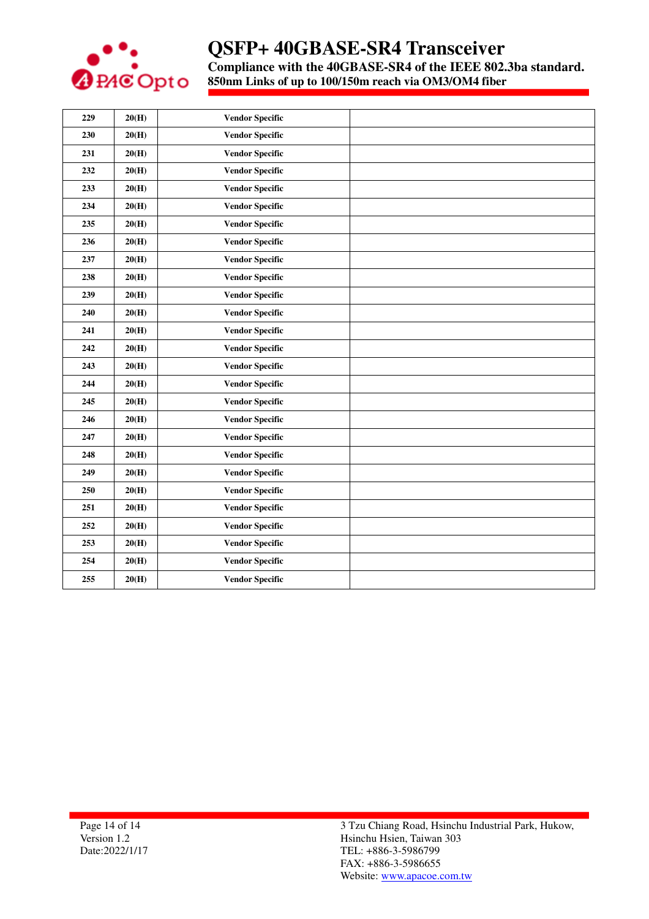| | | | |
|---|---|---|---|
| 229 | 20(H) | Vendor Specific | |
| 230 | 20(H) | Vendor Specific | |
| 231 | 20(H) | Vendor Specific | |
| 232 | 20(H) | Vendor Specific | |
| 233 | 20(H) | Vendor Specific | |
| 234 | 20(H) | Vendor Specific | |
| 235 | 20(H) | Vendor Specific | |
| 236 | 20(H) | Vendor Specific | |
| 237 | 20(H) | Vendor Specific | |
| 238 | 20(H) | Vendor Specific | |
| 239 | 20(H) | Vendor Specific | |
| 240 | 20(H) | Vendor Specific | |
| 241 | 20(H) | Vendor Specific | |
| 242 | 20(H) | Vendor Specific | |
| 243 | 20(H) | Vendor Specific | |
| 244 | 20(H) | Vendor Specific | |
| 245 | 20(H) | Vendor Specific | |
| 246 | 20(H) | Vendor Specific | |
| 247 | 20(H) | Vendor Specific | |
| 248 | 20(H) | Vendor Specific | |
| 249 | 20(H) | Vendor Specific | |
| 250 | 20(H) | Vendor Specific | |
| 251 | 20(H) | Vendor Specific | |
| 252 | 20(H) | Vendor Specific | |
| 253 | 20(H) | Vendor Specific | |
| 254 | 20(H) | Vendor Specific | |
| 255 | 20(H) | Vendor Specific | |